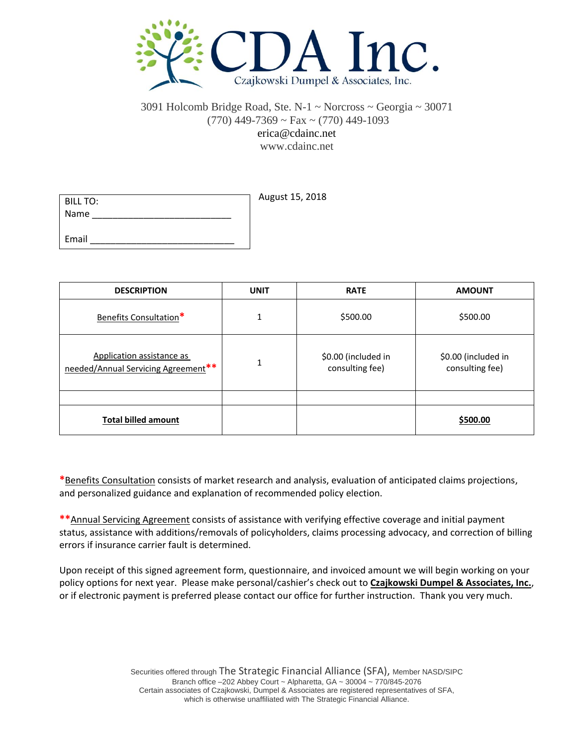# CDA Inc.

Czajkowski Dumpel & Associates, Inc.

3091 Holcomb Bridge Road, Ste. N-1 ~ Norcross ~ Georgia ~ 30071
(770) 449-7369 ~ Fax ~ (770) 449-1093
erica@cdainc.net
www.cdainc.net

| BILL TO: |
|---|
| Name ___________________________ |
| Email ____________________________ |

August 15, 2018

| DESCRIPTION | UNIT | RATE | AMOUNT |
|---|---|---|---|
| Benefits Consultation* | 1 | $500.00 | $500.00 |
| Application assistance as needed/Annual Servicing Agreement** | 1 | $0.00 (included in consulting fee) | $0.00 (included in consulting fee) |
| | | | |
| **Total billed amount** | | | **$500.00** |

*Benefits Consultation consists of market research and analysis, evaluation of anticipated claims projections, and personalized guidance and explanation of recommended policy election.

**Annual Servicing Agreement consists of assistance with verifying effective coverage and initial payment status, assistance with additions/removals of policyholders, claims processing advocacy, and correction of billing errors if insurance carrier fault is determined.

Upon receipt of this signed agreement form, questionnaire, and invoiced amount we will begin working on your policy options for next year. Please make personal/cashier's check out to **Czajkowski Dumpel & Associates, Inc.**, or if electronic payment is preferred please contact our office for further instruction. Thank you very much.

Securities offered through The Strategic Financial Alliance (SFA), Member NASD/SIPC
Branch office –202 Abbey Court ~ Alpharetta, GA ~ 30004 ~ 770/845-2076
Certain associates of Czajkowski, Dumpel & Associates are registered representatives of SFA, which is otherwise unaffiliated with The Strategic Financial Alliance.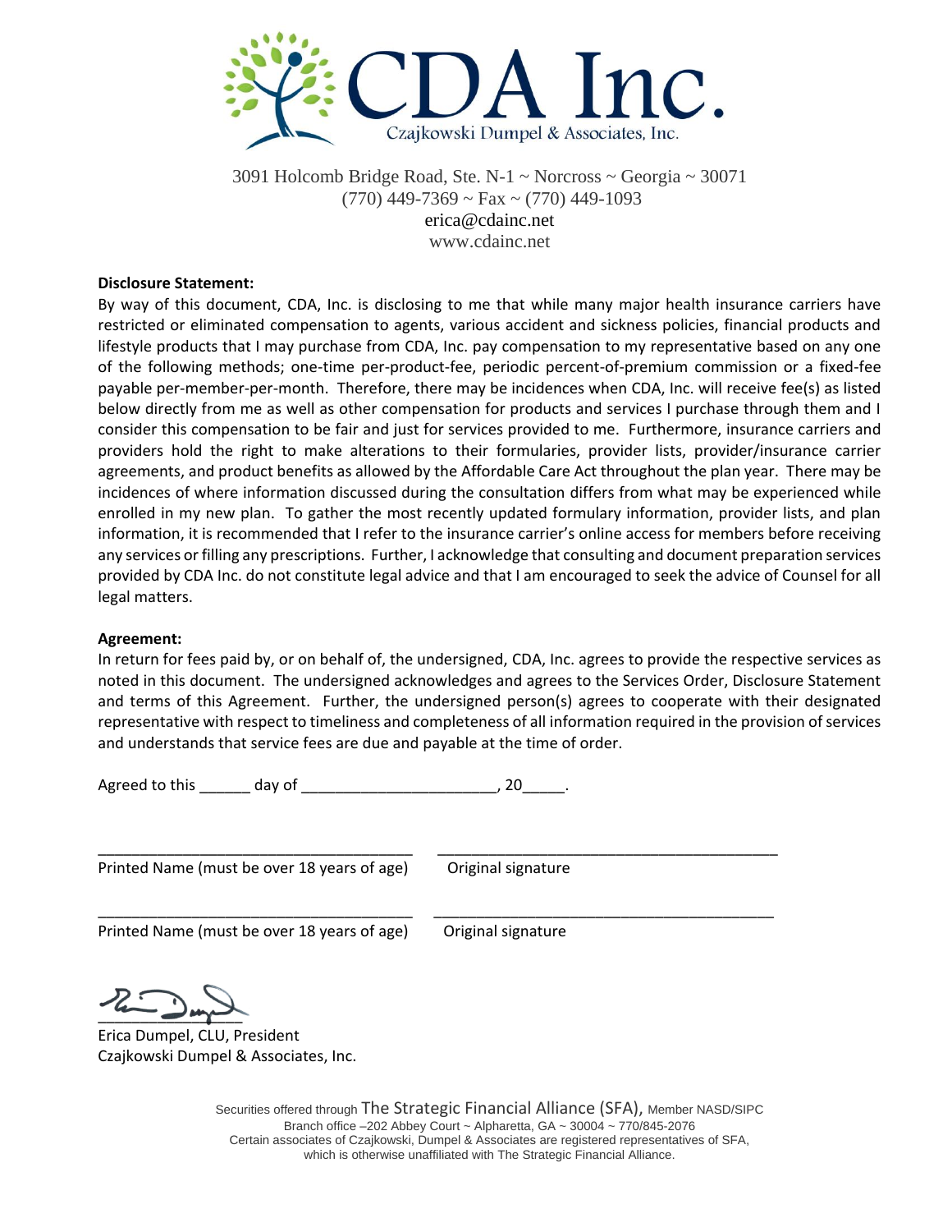# CDA Inc.

Czajkowski Dumpel & Associates, Inc.

3091 Holcomb Bridge Road, Ste. N-1 ~ Norcross ~ Georgia ~ 30071
(770) 449-7369 ~ Fax ~ (770) 449-1093
erica@cdainc.net
www.cdainc.net

**Disclosure Statement:**

By way of this document, CDA, Inc. is disclosing to me that while many major health insurance carriers have restricted or eliminated compensation to agents, various accident and sickness policies, financial products and lifestyle products that I may purchase from CDA, Inc. pay compensation to my representative based on any one of the following methods; one-time per-product-fee, periodic percent-of-premium commission or a fixed-fee payable per-member-per-month. Therefore, there may be incidences when CDA, Inc. will receive fee(s) as listed below directly from me as well as other compensation for products and services I purchase through them and I consider this compensation to be fair and just for services provided to me. Furthermore, insurance carriers and providers hold the right to make alterations to their formularies, provider lists, provider/insurance carrier agreements, and product benefits as allowed by the Affordable Care Act throughout the plan year. There may be incidences of where information discussed during the consultation differs from what may be experienced while enrolled in my new plan. To gather the most recently updated formulary information, provider lists, and plan information, it is recommended that I refer to the insurance carrier's online access for members before receiving any services or filling any prescriptions. Further, I acknowledge that consulting and document preparation services provided by CDA Inc. do not constitute legal advice and that I am encouraged to seek the advice of Counsel for all legal matters.

**Agreement:**

In return for fees paid by, or on behalf of, the undersigned, CDA, Inc. agrees to provide the respective services as noted in this document. The undersigned acknowledges and agrees to the Services Order, Disclosure Statement and terms of this Agreement. Further, the undersigned person(s) agrees to cooperate with their designated representative with respect to timeliness and completeness of all information required in the provision of services and understands that service fees are due and payable at the time of order.

Agreed to this ______ day of ______________________, 20_____.

_____________________________________ _______________________________________
Printed Name (must be over 18 years of age) Original signature

_____________________________________ _______________________________________
Printed Name (must be over 18 years of age) Original signature

_________________
Erica Dumpel, CLU, President
Czajkowski Dumpel & Associates, Inc.

Securities offered through The Strategic Financial Alliance (SFA), Member NASD/SIPC
Branch office –202 Abbey Court ~ Alpharetta, GA ~ 30004 ~ 770/845-2076
Certain associates of Czajkowski, Dumpel & Associates are registered representatives of SFA, which is otherwise unaffiliated with The Strategic Financial Alliance.